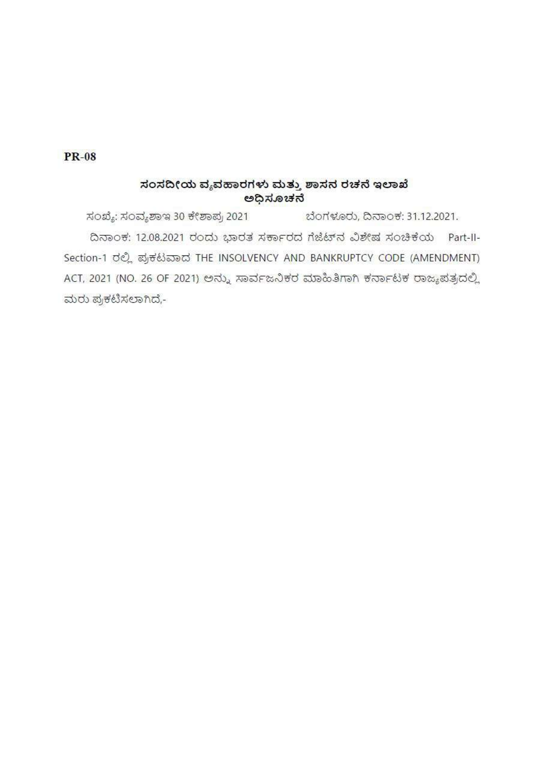**PR-08**

## ಸಂಸದೀಯ ವ್ಯವಹಾರಗಳು ಮತ್ತು ಶಾಸನ ರಚನೆ ಇಲಾಖೆ
## ಅಧಿಸೂಚನೆ

ಸಂಖ್ಯೆ: ಸಂವ್ಯಶಾಇ 30 ಕೇಶಾಪ್ರ 2021 ಬೆಂಗಳೂರು, ದಿನಾಂಕ: 31.12.2021.

ದಿನಾಂಕ: 12.08.2021 ರಂದು ಭಾರತ ಸರ್ಕಾರದ ಗೆಜೆಟ್‌ನ ವಿಶೇಷ ಸಂಚಿಕೆಯ Part-II-Section-1 ರಲ್ಲಿ ಪ್ರಕಟವಾದ THE INSOLVENCY AND BANKRUPTCY CODE (AMENDMENT) ACT, 2021 (NO. 26 OF 2021) ಅನ್ನು ಸಾರ್ವಜನಿಕರ ಮಾಹಿತಿಗಾಗಿ ಕರ್ನಾಟಕ ರಾಜ್ಯಪತ್ರದಲ್ಲಿ ಮರು ಪ್ರಕಟಿಸಲಾಗಿದೆ,-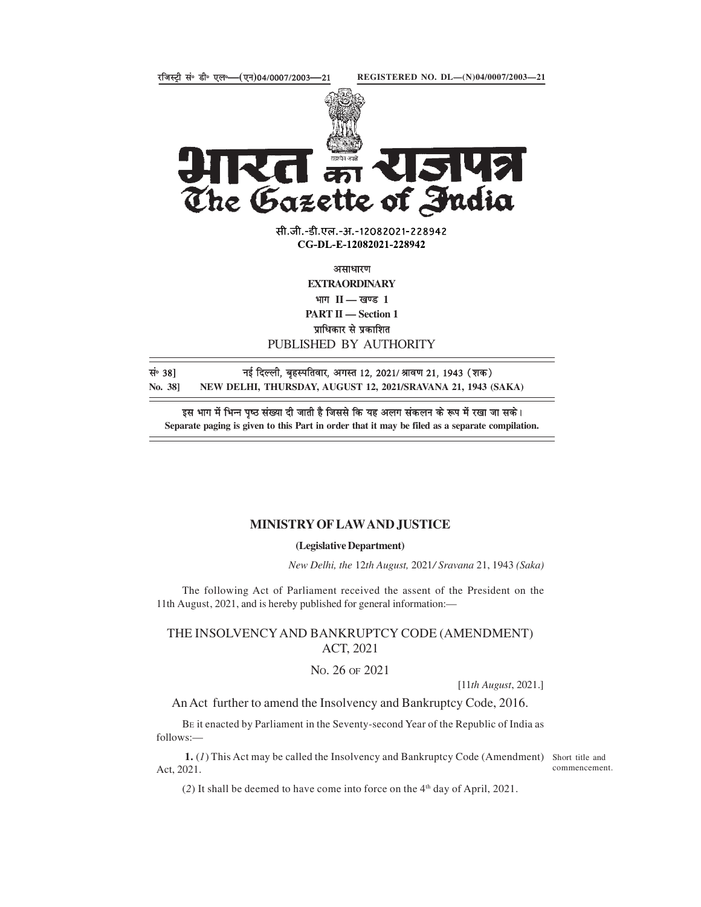रजिस्ट्री सं॰ डी॰ एल॰—(एन)04/0007/2003—21 REGISTERED NO. DL—(N)04/0007/2003—21

# भारत का राजपत्र
# The Gazette of India

सी.जी.-डी.एल.-अ.-12082021-228942
**CG-DL-E-12082021-228942**

असाधारण
**EXTRAORDINARY**
भाग II — खण्ड 1
**PART II — Section 1**
प्राधिकार से प्रकाशित
PUBLISHED BY AUTHORITY

सं॰ 38] नई दिल्ली, बृहस्पतिवार, अगस्त 12, 2021/ श्रावण 21, 1943 (शक)
**No. 38] NEW DELHI, THURSDAY, AUGUST 12, 2021/SRAVANA 21, 1943 (SAKA)**

इस भाग में भिन्न पृष्ठ संख्या दी जाती है जिससे कि यह अलग संकलन के रूप में रखा जा सके।
**Separate paging is given to this Part in order that it may be filed as a separate compilation.**

## MINISTRY OF LAW AND JUSTICE

**(Legislative Department)**

*New Delhi, the* 12*th August,* 2021*/ Sravana* 21, 1943 *(Saka)*

The following Act of Parliament received the assent of the President on the 11th August, 2021, and is hereby published for general information:—

## THE INSOLVENCY AND BANKRUPTCY CODE (AMENDMENT) ACT, 2021

NO. 26 OF 2021

[11*th August*, 2021.]

An Act further to amend the Insolvency and Bankruptcy Code, 2016.

BE it enacted by Parliament in the Seventy-second Year of the Republic of India as follows:—

Short title and commencement.

**1.** (*1*) This Act may be called the Insolvency and Bankruptcy Code (Amendment) Act, 2021.

(*2*) It shall be deemed to have come into force on the 4th day of April, 2021.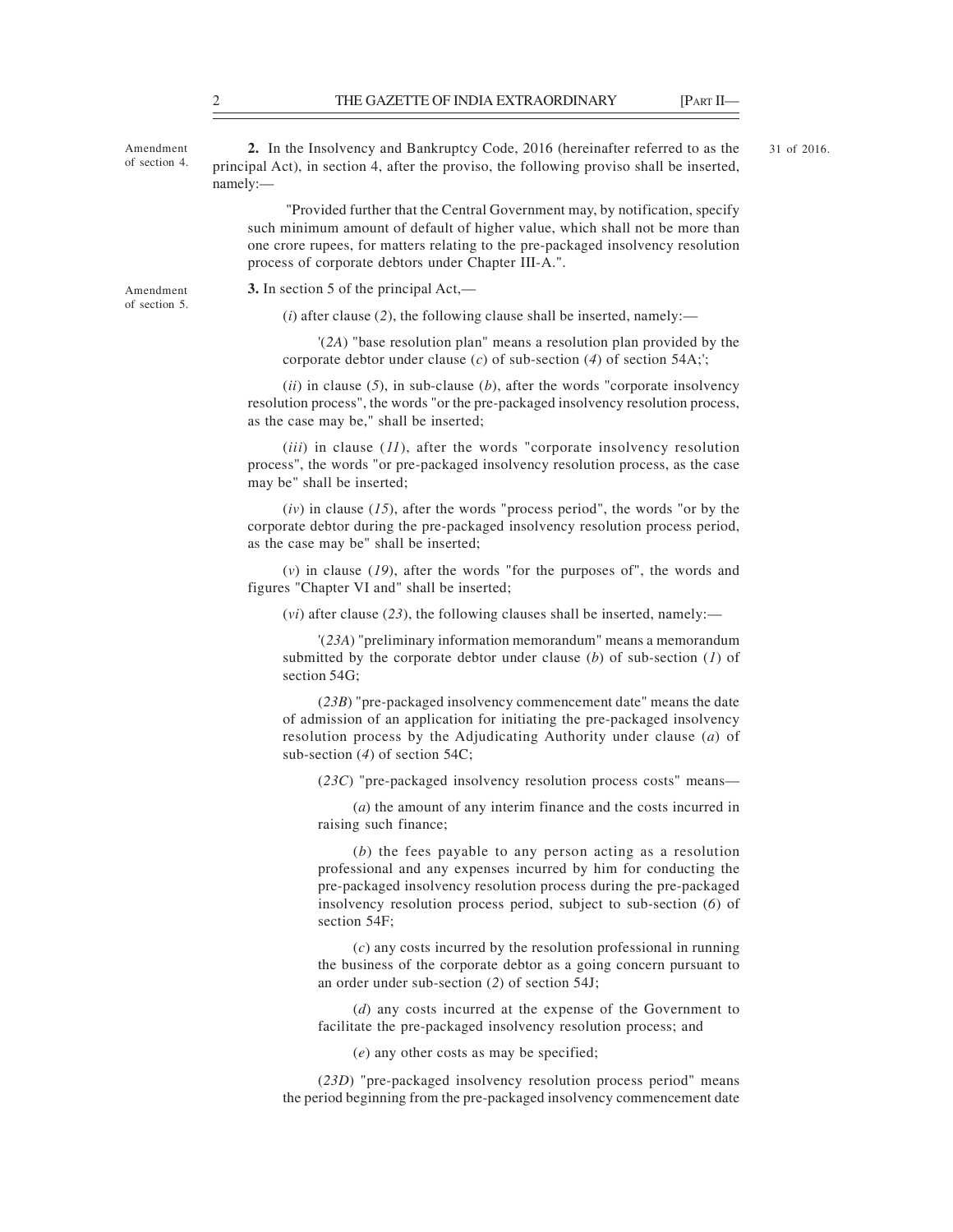Amendment of section 4.

**2.** In the Insolvency and Bankruptcy Code, 2016 (hereinafter referred to as the principal Act), in section 4, after the proviso, the following proviso shall be inserted, namely:—

31 of 2016.

"Provided further that the Central Government may, by notification, specify such minimum amount of default of higher value, which shall not be more than one crore rupees, for matters relating to the pre-packaged insolvency resolution process of corporate debtors under Chapter III-A.".

Amendment of section 5.

**3.** In section 5 of the principal Act,—

(*i*) after clause (*2*), the following clause shall be inserted, namely:—

'(*2A*) "base resolution plan" means a resolution plan provided by the corporate debtor under clause (*c*) of sub-section (*4*) of section 54A;';

(*ii*) in clause (*5*), in sub-clause (*b*), after the words "corporate insolvency resolution process", the words "or the pre-packaged insolvency resolution process, as the case may be," shall be inserted;

(*iii*) in clause (*11*), after the words "corporate insolvency resolution process", the words "or pre-packaged insolvency resolution process, as the case may be" shall be inserted;

(*iv*) in clause (*15*), after the words "process period", the words "or by the corporate debtor during the pre-packaged insolvency resolution process period, as the case may be" shall be inserted;

(*v*) in clause (*19*), after the words "for the purposes of", the words and figures "Chapter VI and" shall be inserted;

(*vi*) after clause (*23*), the following clauses shall be inserted, namely:—

'(*23A*) "preliminary information memorandum" means a memorandum submitted by the corporate debtor under clause (*b*) of sub-section (*1*) of section 54G;

(*23B*) "pre-packaged insolvency commencement date" means the date of admission of an application for initiating the pre-packaged insolvency resolution process by the Adjudicating Authority under clause (*a*) of sub-section (*4*) of section 54C;

(*23C*) "pre-packaged insolvency resolution process costs" means—

(*a*) the amount of any interim finance and the costs incurred in raising such finance;

(*b*) the fees payable to any person acting as a resolution professional and any expenses incurred by him for conducting the pre-packaged insolvency resolution process during the pre-packaged insolvency resolution process period, subject to sub-section (*6*) of section 54F;

(*c*) any costs incurred by the resolution professional in running the business of the corporate debtor as a going concern pursuant to an order under sub-section (*2*) of section 54J;

(*d*) any costs incurred at the expense of the Government to facilitate the pre-packaged insolvency resolution process; and

(*e*) any other costs as may be specified;

(*23D*) "pre-packaged insolvency resolution process period" means the period beginning from the pre-packaged insolvency commencement date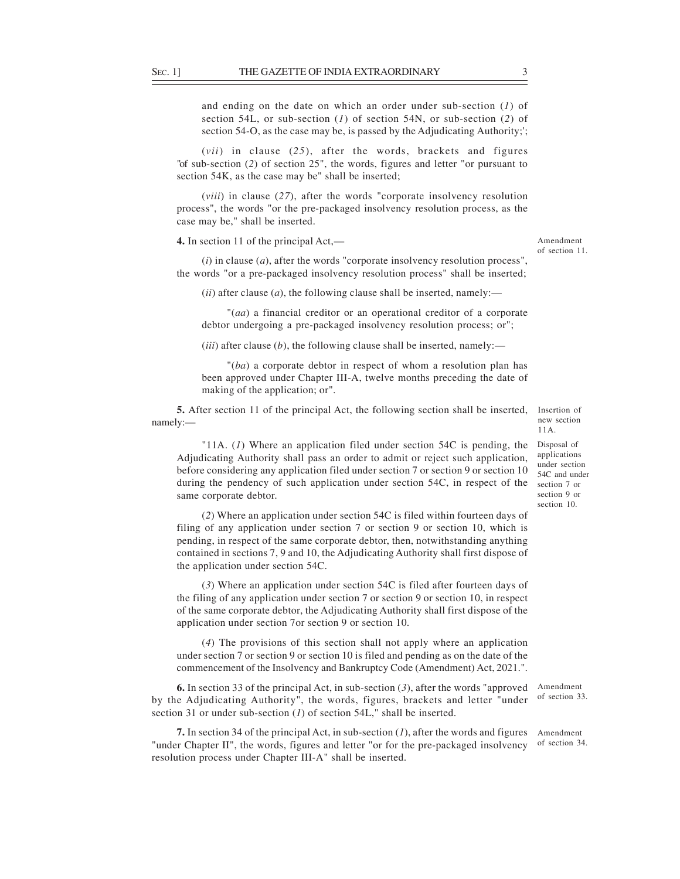and ending on the date on which an order under sub-section (*1*) of section 54L, or sub-section (*1*) of section 54N, or sub-section (*2*) of section 54-O, as the case may be, is passed by the Adjudicating Authority;';

(*vii*) in clause (*25*), after the words, brackets and figures "of sub-section (*2*) of section 25", the words, figures and letter "or pursuant to section 54K, as the case may be" shall be inserted;

(*viii*) in clause (*27*), after the words "corporate insolvency resolution process", the words "or the pre-packaged insolvency resolution process, as the case may be," shall be inserted.

Amendment of section 11.

**4.** In section 11 of the principal Act,—

(*i*) in clause (*a*), after the words "corporate insolvency resolution process", the words "or a pre-packaged insolvency resolution process" shall be inserted;

(*ii*) after clause (*a*), the following clause shall be inserted, namely:—

"(*aa*) a financial creditor or an operational creditor of a corporate debtor undergoing a pre-packaged insolvency resolution process; or";

(*iii*) after clause (*b*), the following clause shall be inserted, namely:—

"(*ba*) a corporate debtor in respect of whom a resolution plan has been approved under Chapter III-A, twelve months preceding the date of making of the application; or".

Insertion of new section 11A.

**5.** After section 11 of the principal Act, the following section shall be inserted, namely:—

Disposal of applications under section 54C and under section 7 or section 9 or section 10.

"11A. (*1*) Where an application filed under section 54C is pending, the Adjudicating Authority shall pass an order to admit or reject such application, before considering any application filed under section 7 or section 9 or section 10 during the pendency of such application under section 54C, in respect of the same corporate debtor.

(*2*) Where an application under section 54C is filed within fourteen days of filing of any application under section 7 or section 9 or section 10, which is pending, in respect of the same corporate debtor, then, notwithstanding anything contained in sections 7, 9 and 10, the Adjudicating Authority shall first dispose of the application under section 54C.

(*3*) Where an application under section 54C is filed after fourteen days of the filing of any application under section 7 or section 9 or section 10, in respect of the same corporate debtor, the Adjudicating Authority shall first dispose of the application under section 7or section 9 or section 10.

(*4*) The provisions of this section shall not apply where an application under section 7 or section 9 or section 10 is filed and pending as on the date of the commencement of the Insolvency and Bankruptcy Code (Amendment) Act, 2021.".

Amendment of section 33.

**6.** In section 33 of the principal Act, in sub-section (*3*), after the words "approved by the Adjudicating Authority", the words, figures, brackets and letter "under section 31 or under sub-section (*1*) of section 54L," shall be inserted.

Amendment of section 34.

**7.** In section 34 of the principal Act, in sub-section (*1*), after the words and figures "under Chapter II", the words, figures and letter "or for the pre-packaged insolvency resolution process under Chapter III-A" shall be inserted.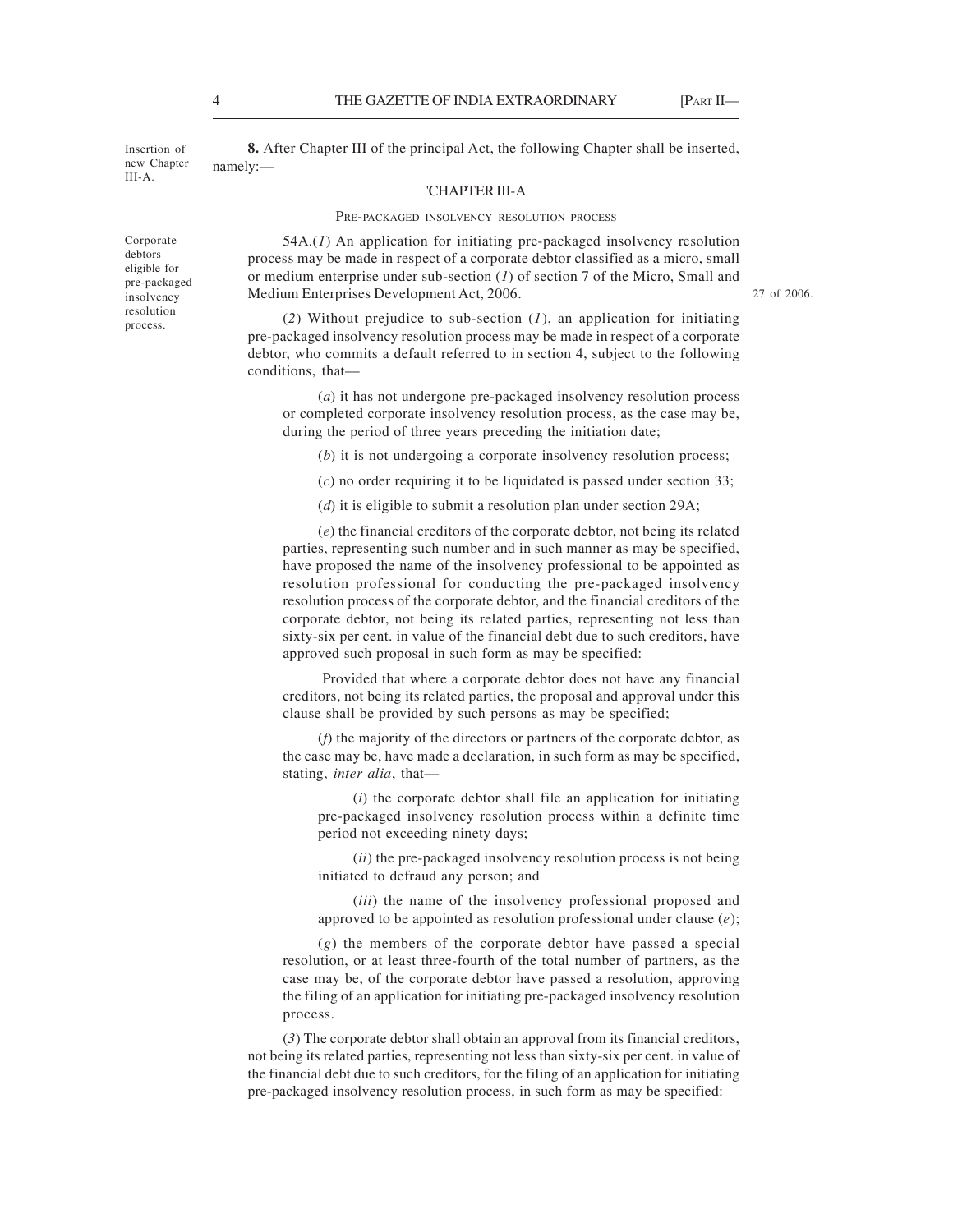Insertion of new Chapter III-A.

**8.** After Chapter III of the principal Act, the following Chapter shall be inserted, namely:—

'CHAPTER III-A

PRE-PACKAGED INSOLVENCY RESOLUTION PROCESS

Corporate debtors eligible for pre-packaged insolvency resolution process.

54A.(*1*) An application for initiating pre-packaged insolvency resolution process may be made in respect of a corporate debtor classified as a micro, small or medium enterprise under sub-section (*1*) of section 7 of the Micro, Small and Medium Enterprises Development Act, 2006. 27 of 2006.

(*2*) Without prejudice to sub-section (*1*), an application for initiating pre-packaged insolvency resolution process may be made in respect of a corporate debtor, who commits a default referred to in section 4, subject to the following conditions, that—

(*a*) it has not undergone pre-packaged insolvency resolution process or completed corporate insolvency resolution process, as the case may be, during the period of three years preceding the initiation date;

(*b*) it is not undergoing a corporate insolvency resolution process;

(*c*) no order requiring it to be liquidated is passed under section 33;

(*d*) it is eligible to submit a resolution plan under section 29A;

(*e*) the financial creditors of the corporate debtor, not being its related parties, representing such number and in such manner as may be specified, have proposed the name of the insolvency professional to be appointed as resolution professional for conducting the pre-packaged insolvency resolution process of the corporate debtor, and the financial creditors of the corporate debtor, not being its related parties, representing not less than sixty-six per cent. in value of the financial debt due to such creditors, have approved such proposal in such form as may be specified:

Provided that where a corporate debtor does not have any financial creditors, not being its related parties, the proposal and approval under this clause shall be provided by such persons as may be specified;

(*f*) the majority of the directors or partners of the corporate debtor, as the case may be, have made a declaration, in such form as may be specified, stating, *inter alia*, that—

(*i*) the corporate debtor shall file an application for initiating pre-packaged insolvency resolution process within a definite time period not exceeding ninety days;

(*ii*) the pre-packaged insolvency resolution process is not being initiated to defraud any person; and

(*iii*) the name of the insolvency professional proposed and approved to be appointed as resolution professional under clause (*e*);

(*g*) the members of the corporate debtor have passed a special resolution, or at least three-fourth of the total number of partners, as the case may be, of the corporate debtor have passed a resolution, approving the filing of an application for initiating pre-packaged insolvency resolution process.

(*3*) The corporate debtor shall obtain an approval from its financial creditors, not being its related parties, representing not less than sixty-six per cent. in value of the financial debt due to such creditors, for the filing of an application for initiating pre-packaged insolvency resolution process, in such form as may be specified: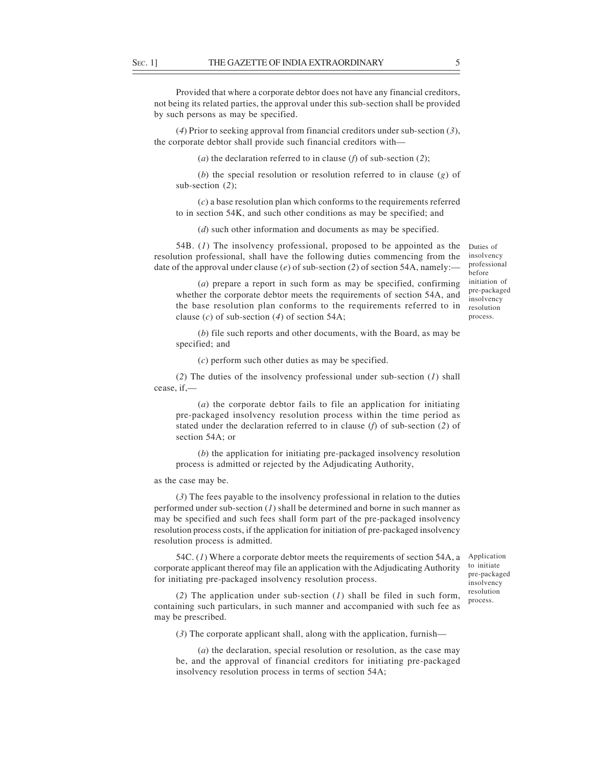Provided that where a corporate debtor does not have any financial creditors, not being its related parties, the approval under this sub-section shall be provided by such persons as may be specified.

(*4*) Prior to seeking approval from financial creditors under sub-section (*3*), the corporate debtor shall provide such financial creditors with—

(*a*) the declaration referred to in clause (*f*) of sub-section (*2*);

(*b*) the special resolution or resolution referred to in clause (*g*) of sub-section (*2*);

(*c*) a base resolution plan which conforms to the requirements referred to in section 54K, and such other conditions as may be specified; and

(*d*) such other information and documents as may be specified.

Duties of insolvency professional before initiation of pre-packaged insolvency resolution process.

54B. (*1*) The insolvency professional, proposed to be appointed as the resolution professional, shall have the following duties commencing from the date of the approval under clause (*e*) of sub-section (*2*) of section 54A, namely:—

(*a*) prepare a report in such form as may be specified, confirming whether the corporate debtor meets the requirements of section 54A, and the base resolution plan conforms to the requirements referred to in clause (*c*) of sub-section (*4*) of section 54A;

(*b*) file such reports and other documents, with the Board, as may be specified; and

(*c*) perform such other duties as may be specified.

(*2*) The duties of the insolvency professional under sub-section (*1*) shall cease, if,—

(*a*) the corporate debtor fails to file an application for initiating pre-packaged insolvency resolution process within the time period as stated under the declaration referred to in clause (*f*) of sub-section (*2*) of section 54A; or

(*b*) the application for initiating pre-packaged insolvency resolution process is admitted or rejected by the Adjudicating Authority,

as the case may be.

(*3*) The fees payable to the insolvency professional in relation to the duties performed under sub-section (*1*) shall be determined and borne in such manner as may be specified and such fees shall form part of the pre-packaged insolvency resolution process costs, if the application for initiation of pre-packaged insolvency resolution process is admitted.

Application to initiate pre-packaged insolvency resolution process.

54C. (*1*) Where a corporate debtor meets the requirements of section 54A, a corporate applicant thereof may file an application with the Adjudicating Authority for initiating pre-packaged insolvency resolution process.

(*2*) The application under sub-section (*1*) shall be filed in such form, containing such particulars, in such manner and accompanied with such fee as may be prescribed.

(*3*) The corporate applicant shall, along with the application, furnish—

(*a*) the declaration, special resolution or resolution, as the case may be, and the approval of financial creditors for initiating pre-packaged insolvency resolution process in terms of section 54A;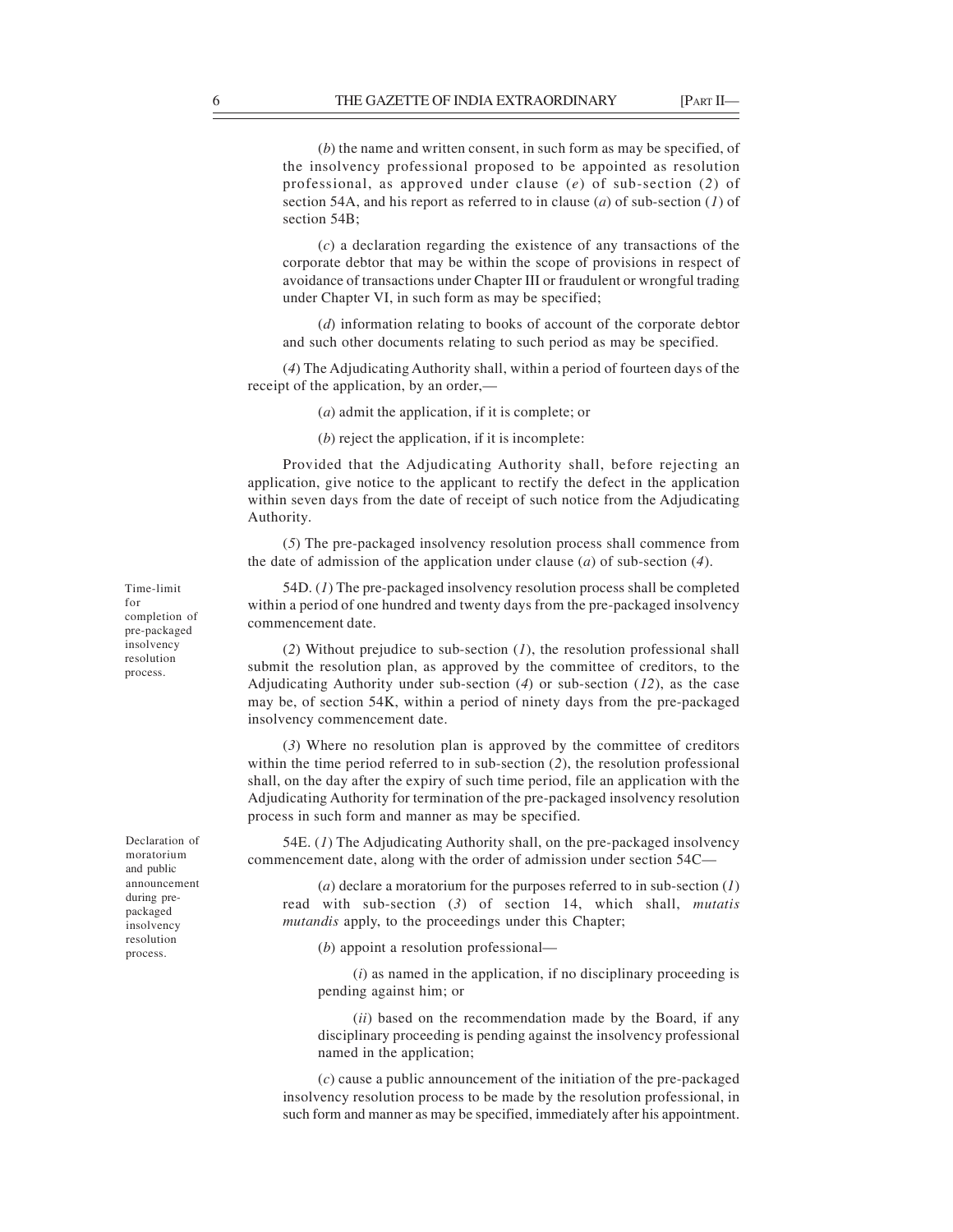(*b*) the name and written consent, in such form as may be specified, of the insolvency professional proposed to be appointed as resolution professional, as approved under clause (*e*) of sub-section (*2*) of section 54A, and his report as referred to in clause (*a*) of sub-section (*1*) of section 54B;

(*c*) a declaration regarding the existence of any transactions of the corporate debtor that may be within the scope of provisions in respect of avoidance of transactions under Chapter III or fraudulent or wrongful trading under Chapter VI, in such form as may be specified;

(*d*) information relating to books of account of the corporate debtor and such other documents relating to such period as may be specified.

(*4*) The Adjudicating Authority shall, within a period of fourteen days of the receipt of the application, by an order,—

(*a*) admit the application, if it is complete; or

(*b*) reject the application, if it is incomplete:

Provided that the Adjudicating Authority shall, before rejecting an application, give notice to the applicant to rectify the defect in the application within seven days from the date of receipt of such notice from the Adjudicating Authority.

(*5*) The pre-packaged insolvency resolution process shall commence from the date of admission of the application under clause (*a*) of sub-section (*4*).

Time-limit for completion of pre-packaged insolvency resolution process.

54D. (*1*) The pre-packaged insolvency resolution process shall be completed within a period of one hundred and twenty days from the pre-packaged insolvency commencement date.

(*2*) Without prejudice to sub-section (*1*), the resolution professional shall submit the resolution plan, as approved by the committee of creditors, to the Adjudicating Authority under sub-section (*4*) or sub-section (*12*), as the case may be, of section 54K, within a period of ninety days from the pre-packaged insolvency commencement date.

(*3*) Where no resolution plan is approved by the committee of creditors within the time period referred to in sub-section (*2*), the resolution professional shall, on the day after the expiry of such time period, file an application with the Adjudicating Authority for termination of the pre-packaged insolvency resolution process in such form and manner as may be specified.

Declaration of moratorium and public announcement during pre-packaged insolvency resolution process.

54E. (*1*) The Adjudicating Authority shall, on the pre-packaged insolvency commencement date, along with the order of admission under section 54C—

(*a*) declare a moratorium for the purposes referred to in sub-section (*1*) read with sub-section (*3*) of section 14, which shall, *mutatis mutandis* apply, to the proceedings under this Chapter;

(*b*) appoint a resolution professional—

(*i*) as named in the application, if no disciplinary proceeding is pending against him; or

(*ii*) based on the recommendation made by the Board, if any disciplinary proceeding is pending against the insolvency professional named in the application;

(*c*) cause a public announcement of the initiation of the pre-packaged insolvency resolution process to be made by the resolution professional, in such form and manner as may be specified, immediately after his appointment.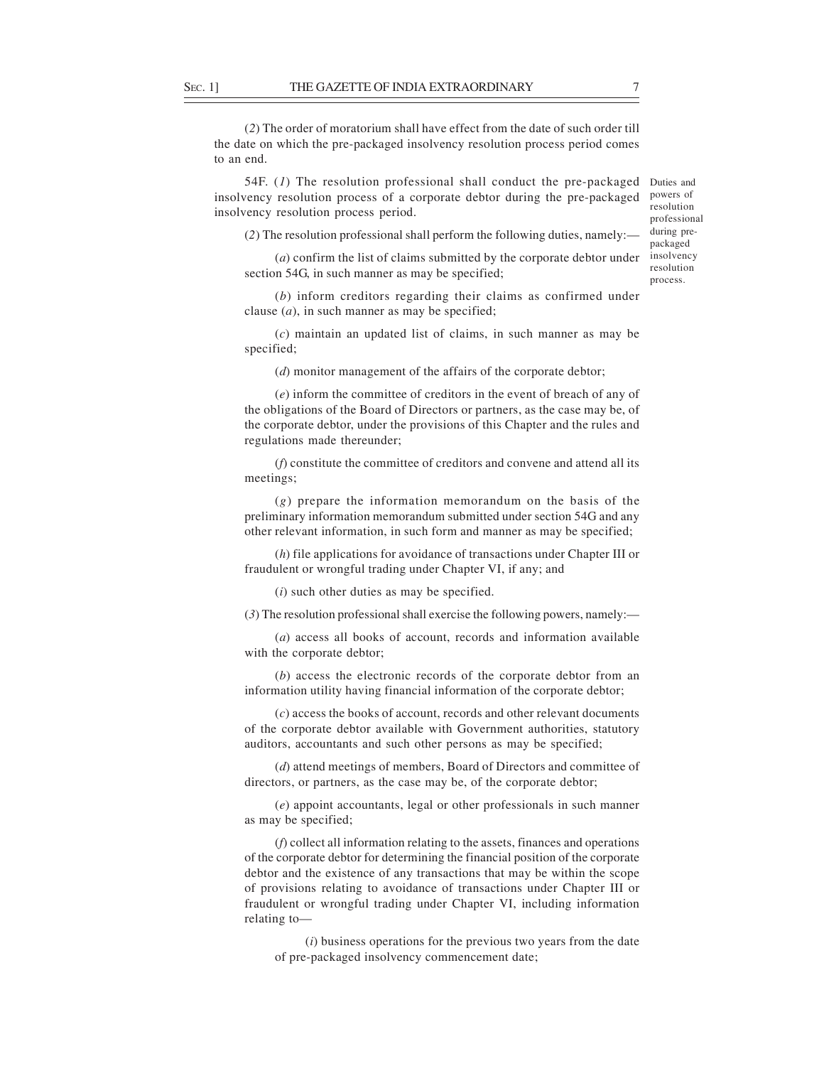(*2*) The order of moratorium shall have effect from the date of such order till the date on which the pre-packaged insolvency resolution process period comes to an end.

Duties and powers of resolution professional during pre-packaged insolvency resolution process.

54F. (*1*) The resolution professional shall conduct the pre-packaged insolvency resolution process of a corporate debtor during the pre-packaged insolvency resolution process period.

(*2*) The resolution professional shall perform the following duties, namely:—

(*a*) confirm the list of claims submitted by the corporate debtor under section 54G, in such manner as may be specified;

(*b*) inform creditors regarding their claims as confirmed under clause (*a*), in such manner as may be specified;

(*c*) maintain an updated list of claims, in such manner as may be specified;

(*d*) monitor management of the affairs of the corporate debtor;

(*e*) inform the committee of creditors in the event of breach of any of the obligations of the Board of Directors or partners, as the case may be, of the corporate debtor, under the provisions of this Chapter and the rules and regulations made thereunder;

(*f*) constitute the committee of creditors and convene and attend all its meetings;

(*g*) prepare the information memorandum on the basis of the preliminary information memorandum submitted under section 54G and any other relevant information, in such form and manner as may be specified;

(*h*) file applications for avoidance of transactions under Chapter III or fraudulent or wrongful trading under Chapter VI, if any; and

(*i*) such other duties as may be specified.

(*3*) The resolution professional shall exercise the following powers, namely:—

(*a*) access all books of account, records and information available with the corporate debtor;

(*b*) access the electronic records of the corporate debtor from an information utility having financial information of the corporate debtor;

(*c*) access the books of account, records and other relevant documents of the corporate debtor available with Government authorities, statutory auditors, accountants and such other persons as may be specified;

(*d*) attend meetings of members, Board of Directors and committee of directors, or partners, as the case may be, of the corporate debtor;

(*e*) appoint accountants, legal or other professionals in such manner as may be specified;

(*f*) collect all information relating to the assets, finances and operations of the corporate debtor for determining the financial position of the corporate debtor and the existence of any transactions that may be within the scope of provisions relating to avoidance of transactions under Chapter III or fraudulent or wrongful trading under Chapter VI, including information relating to—

(*i*) business operations for the previous two years from the date of pre-packaged insolvency commencement date;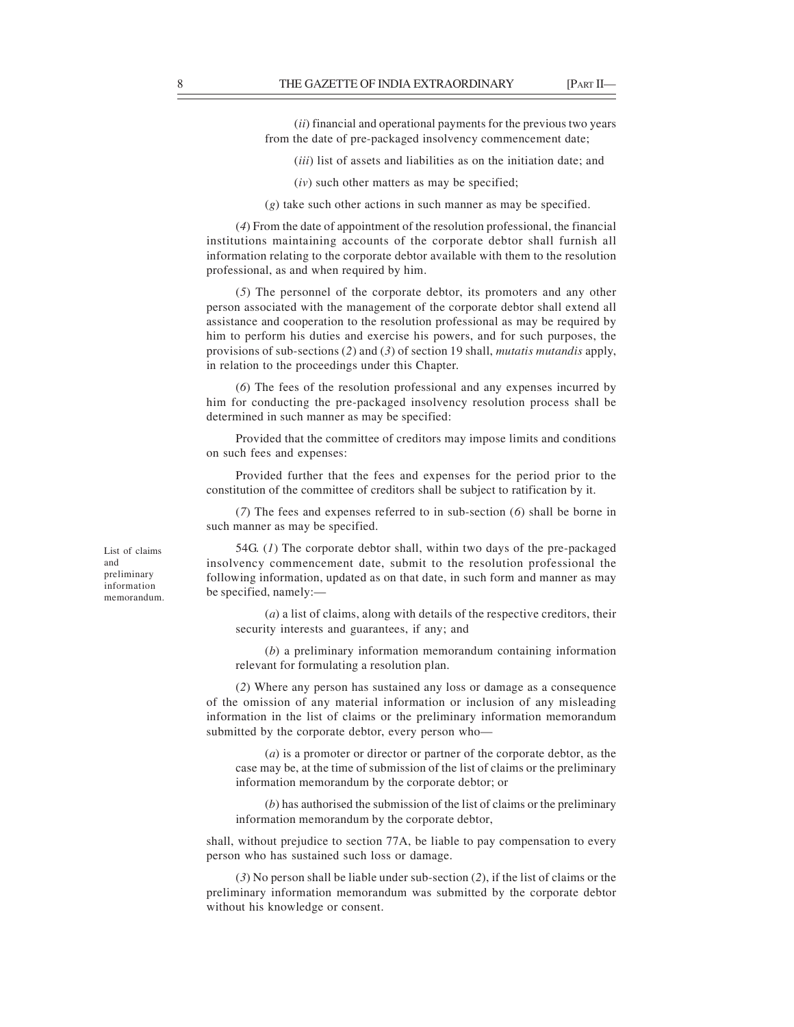(*ii*) financial and operational payments for the previous two years from the date of pre-packaged insolvency commencement date;

(*iii*) list of assets and liabilities as on the initiation date; and

(*iv*) such other matters as may be specified;

(*g*) take such other actions in such manner as may be specified.

(*4*) From the date of appointment of the resolution professional, the financial institutions maintaining accounts of the corporate debtor shall furnish all information relating to the corporate debtor available with them to the resolution professional, as and when required by him.

(*5*) The personnel of the corporate debtor, its promoters and any other person associated with the management of the corporate debtor shall extend all assistance and cooperation to the resolution professional as may be required by him to perform his duties and exercise his powers, and for such purposes, the provisions of sub-sections (*2*) and (*3*) of section 19 shall, *mutatis mutandis* apply, in relation to the proceedings under this Chapter.

(*6*) The fees of the resolution professional and any expenses incurred by him for conducting the pre-packaged insolvency resolution process shall be determined in such manner as may be specified:

Provided that the committee of creditors may impose limits and conditions on such fees and expenses:

Provided further that the fees and expenses for the period prior to the constitution of the committee of creditors shall be subject to ratification by it.

(*7*) The fees and expenses referred to in sub-section (*6*) shall be borne in such manner as may be specified.

List of claims and preliminary information memorandum.

54G. (*1*) The corporate debtor shall, within two days of the pre-packaged insolvency commencement date, submit to the resolution professional the following information, updated as on that date, in such form and manner as may be specified, namely:—

(*a*) a list of claims, along with details of the respective creditors, their security interests and guarantees, if any; and

(*b*) a preliminary information memorandum containing information relevant for formulating a resolution plan.

(*2*) Where any person has sustained any loss or damage as a consequence of the omission of any material information or inclusion of any misleading information in the list of claims or the preliminary information memorandum submitted by the corporate debtor, every person who—

(*a*) is a promoter or director or partner of the corporate debtor, as the case may be, at the time of submission of the list of claims or the preliminary information memorandum by the corporate debtor; or

(*b*) has authorised the submission of the list of claims or the preliminary information memorandum by the corporate debtor,

shall, without prejudice to section 77A, be liable to pay compensation to every person who has sustained such loss or damage.

(*3*) No person shall be liable under sub-section (*2*), if the list of claims or the preliminary information memorandum was submitted by the corporate debtor without his knowledge or consent.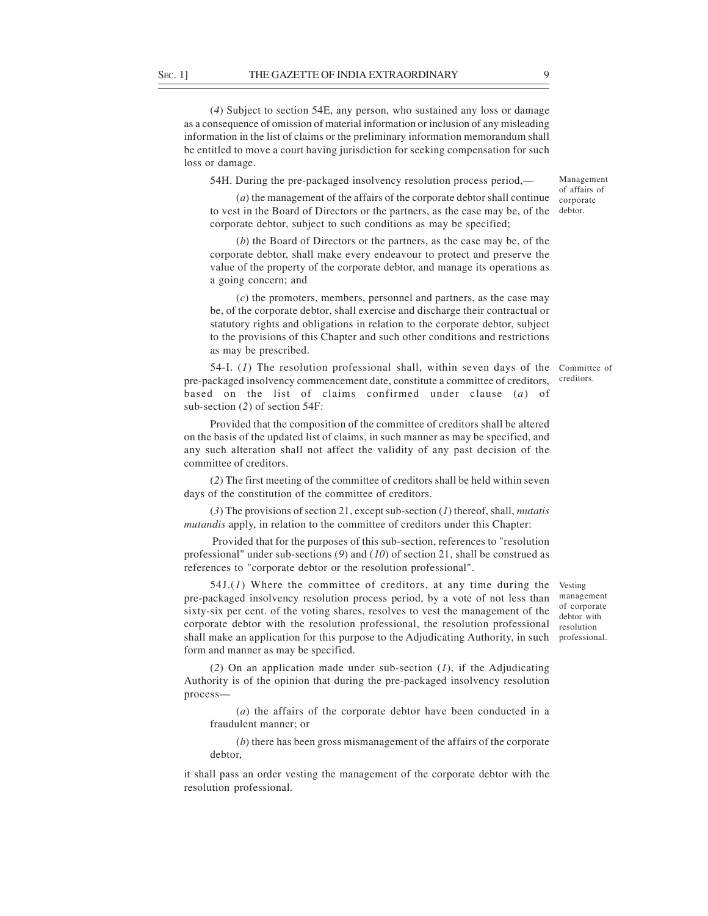(*4*) Subject to section 54E, any person, who sustained any loss or damage as a consequence of omission of material information or inclusion of any misleading information in the list of claims or the preliminary information memorandum shall be entitled to move a court having jurisdiction for seeking compensation for such loss or damage.

Management of affairs of corporate debtor.

54H. During the pre-packaged insolvency resolution process period,—

(*a*) the management of the affairs of the corporate debtor shall continue to vest in the Board of Directors or the partners, as the case may be, of the corporate debtor, subject to such conditions as may be specified;

(*b*) the Board of Directors or the partners, as the case may be, of the corporate debtor, shall make every endeavour to protect and preserve the value of the property of the corporate debtor, and manage its operations as a going concern; and

(*c*) the promoters, members, personnel and partners, as the case may be, of the corporate debtor, shall exercise and discharge their contractual or statutory rights and obligations in relation to the corporate debtor, subject to the provisions of this Chapter and such other conditions and restrictions as may be prescribed.

Committee of creditors.

54-I. (*1*) The resolution professional shall, within seven days of the pre-packaged insolvency commencement date, constitute a committee of creditors, based on the list of claims confirmed under clause (*a*) of sub-section (*2*) of section 54F:

Provided that the composition of the committee of creditors shall be altered on the basis of the updated list of claims, in such manner as may be specified, and any such alteration shall not affect the validity of any past decision of the committee of creditors.

(*2*) The first meeting of the committee of creditors shall be held within seven days of the constitution of the committee of creditors.

(*3*) The provisions of section 21, except sub-section (*1*) thereof, shall, *mutatis mutandis* apply, in relation to the committee of creditors under this Chapter:

Provided that for the purposes of this sub-section, references to "resolution professional" under sub-sections (*9*) and (*10*) of section 21, shall be construed as references to "corporate debtor or the resolution professional".

Vesting management of corporate debtor with resolution professional.

54J.(*1*) Where the committee of creditors, at any time during the pre-packaged insolvency resolution process period, by a vote of not less than sixty-six per cent. of the voting shares, resolves to vest the management of the corporate debtor with the resolution professional, the resolution professional shall make an application for this purpose to the Adjudicating Authority, in such form and manner as may be specified.

(*2*) On an application made under sub-section (*1*), if the Adjudicating Authority is of the opinion that during the pre-packaged insolvency resolution process—

(*a*) the affairs of the corporate debtor have been conducted in a fraudulent manner; or

(*b*) there has been gross mismanagement of the affairs of the corporate debtor,

it shall pass an order vesting the management of the corporate debtor with the resolution professional.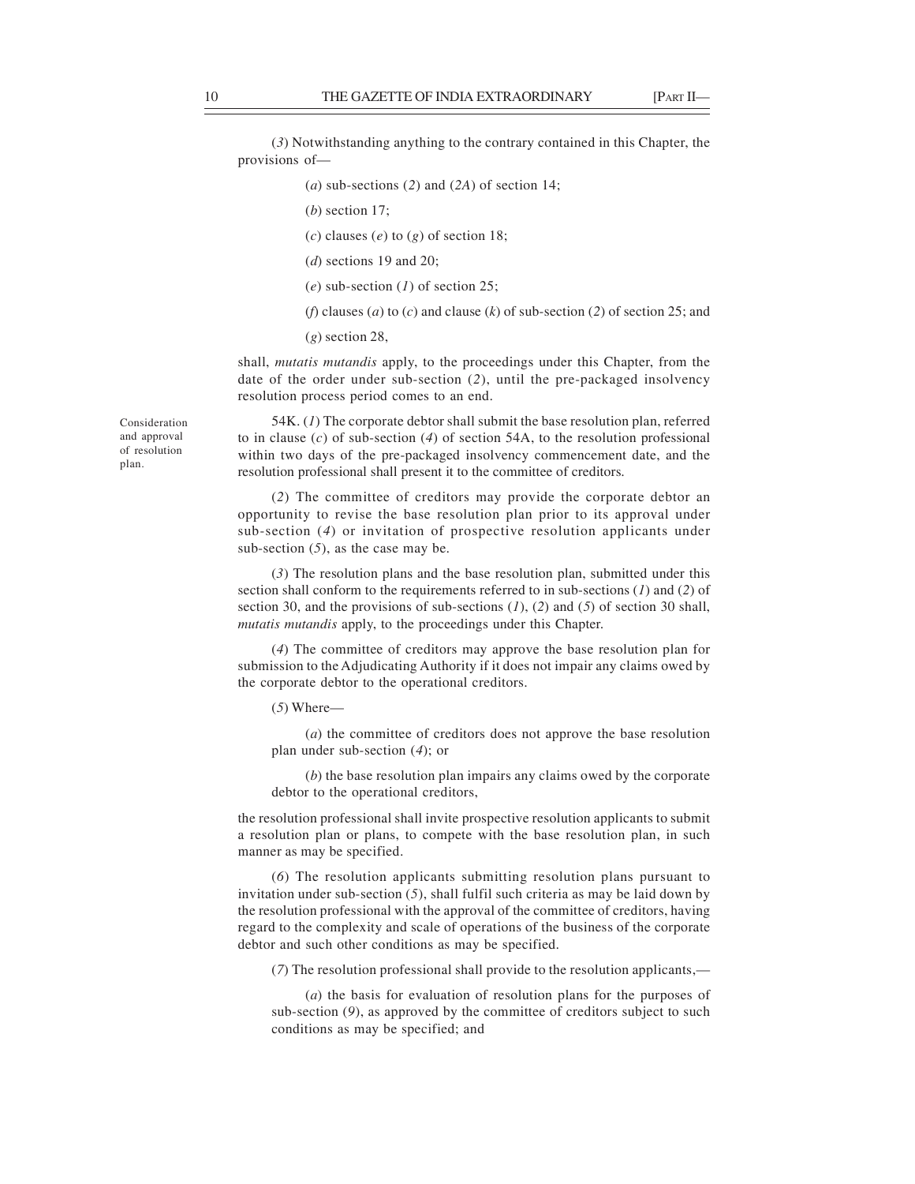(*3*) Notwithstanding anything to the contrary contained in this Chapter, the provisions of—

(*a*) sub-sections (*2*) and (*2A*) of section 14;

(*b*) section 17;

(*c*) clauses (*e*) to (*g*) of section 18;

(*d*) sections 19 and 20;

(*e*) sub-section (*1*) of section 25;

(*f*) clauses (*a*) to (*c*) and clause (*k*) of sub-section (*2*) of section 25; and

(*g*) section 28,

shall, *mutatis mutandis* apply, to the proceedings under this Chapter, from the date of the order under sub-section (*2*), until the pre-packaged insolvency resolution process period comes to an end.

Consideration and approval of resolution plan.

54K. (*1*) The corporate debtor shall submit the base resolution plan, referred to in clause (*c*) of sub-section (*4*) of section 54A, to the resolution professional within two days of the pre-packaged insolvency commencement date, and the resolution professional shall present it to the committee of creditors.

(*2*) The committee of creditors may provide the corporate debtor an opportunity to revise the base resolution plan prior to its approval under sub-section (*4*) or invitation of prospective resolution applicants under sub-section (*5*), as the case may be.

(*3*) The resolution plans and the base resolution plan, submitted under this section shall conform to the requirements referred to in sub-sections (*1*) and (*2*) of section 30, and the provisions of sub-sections (*1*), (*2*) and (*5*) of section 30 shall, *mutatis mutandis* apply, to the proceedings under this Chapter.

(*4*) The committee of creditors may approve the base resolution plan for submission to the Adjudicating Authority if it does not impair any claims owed by the corporate debtor to the operational creditors.

(*5*) Where—

(*a*) the committee of creditors does not approve the base resolution plan under sub-section (*4*); or

(*b*) the base resolution plan impairs any claims owed by the corporate debtor to the operational creditors,

the resolution professional shall invite prospective resolution applicants to submit a resolution plan or plans, to compete with the base resolution plan, in such manner as may be specified.

(*6*) The resolution applicants submitting resolution plans pursuant to invitation under sub-section (*5*), shall fulfil such criteria as may be laid down by the resolution professional with the approval of the committee of creditors, having regard to the complexity and scale of operations of the business of the corporate debtor and such other conditions as may be specified.

(*7*) The resolution professional shall provide to the resolution applicants,—

(*a*) the basis for evaluation of resolution plans for the purposes of sub-section (*9*), as approved by the committee of creditors subject to such conditions as may be specified; and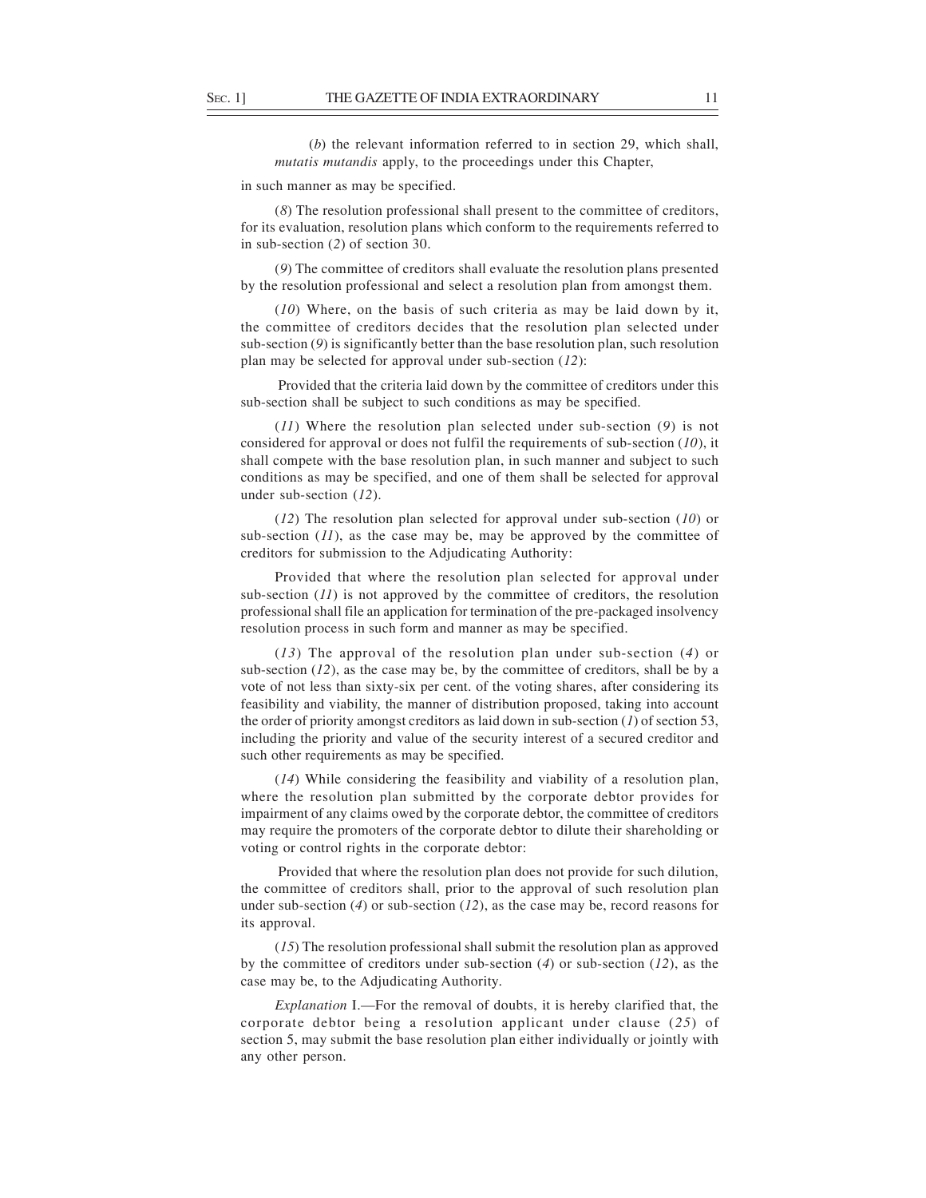(*b*) the relevant information referred to in section 29, which shall, *mutatis mutandis* apply, to the proceedings under this Chapter,

in such manner as may be specified.

(*8*) The resolution professional shall present to the committee of creditors, for its evaluation, resolution plans which conform to the requirements referred to in sub-section (*2*) of section 30.

(*9*) The committee of creditors shall evaluate the resolution plans presented by the resolution professional and select a resolution plan from amongst them.

(*10*) Where, on the basis of such criteria as may be laid down by it, the committee of creditors decides that the resolution plan selected under sub-section (*9*) is significantly better than the base resolution plan, such resolution plan may be selected for approval under sub-section (*12*):

Provided that the criteria laid down by the committee of creditors under this sub-section shall be subject to such conditions as may be specified.

(*11*) Where the resolution plan selected under sub-section (*9*) is not considered for approval or does not fulfil the requirements of sub-section (*10*), it shall compete with the base resolution plan, in such manner and subject to such conditions as may be specified, and one of them shall be selected for approval under sub-section (*12*).

(*12*) The resolution plan selected for approval under sub-section (*10*) or sub-section (*11*), as the case may be, may be approved by the committee of creditors for submission to the Adjudicating Authority:

Provided that where the resolution plan selected for approval under sub-section (*11*) is not approved by the committee of creditors, the resolution professional shall file an application for termination of the pre-packaged insolvency resolution process in such form and manner as may be specified.

(*13*) The approval of the resolution plan under sub-section (*4*) or sub-section (*12*), as the case may be, by the committee of creditors, shall be by a vote of not less than sixty-six per cent. of the voting shares, after considering its feasibility and viability, the manner of distribution proposed, taking into account the order of priority amongst creditors as laid down in sub-section (*1*) of section 53, including the priority and value of the security interest of a secured creditor and such other requirements as may be specified.

(*14*) While considering the feasibility and viability of a resolution plan, where the resolution plan submitted by the corporate debtor provides for impairment of any claims owed by the corporate debtor, the committee of creditors may require the promoters of the corporate debtor to dilute their shareholding or voting or control rights in the corporate debtor:

Provided that where the resolution plan does not provide for such dilution, the committee of creditors shall, prior to the approval of such resolution plan under sub-section (*4*) or sub-section (*12*), as the case may be, record reasons for its approval.

(*15*) The resolution professional shall submit the resolution plan as approved by the committee of creditors under sub-section (*4*) or sub-section (*12*), as the case may be, to the Adjudicating Authority.

*Explanation* I.—For the removal of doubts, it is hereby clarified that, the corporate debtor being a resolution applicant under clause (*25*) of section 5, may submit the base resolution plan either individually or jointly with any other person.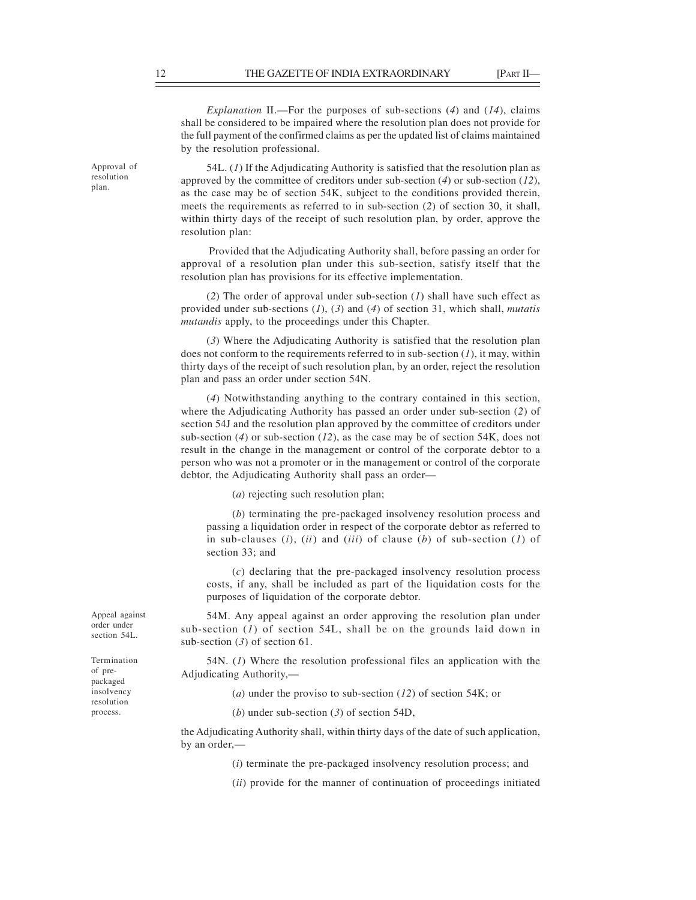*Explanation* II.—For the purposes of sub-sections (*4*) and (*14*), claims shall be considered to be impaired where the resolution plan does not provide for the full payment of the confirmed claims as per the updated list of claims maintained by the resolution professional.

Approval of resolution plan.

54L. (*1*) If the Adjudicating Authority is satisfied that the resolution plan as approved by the committee of creditors under sub-section (*4*) or sub-section (*12*), as the case may be of section 54K, subject to the conditions provided therein, meets the requirements as referred to in sub-section (*2*) of section 30, it shall, within thirty days of the receipt of such resolution plan, by order, approve the resolution plan:

Provided that the Adjudicating Authority shall, before passing an order for approval of a resolution plan under this sub-section, satisfy itself that the resolution plan has provisions for its effective implementation.

(*2*) The order of approval under sub-section (*1*) shall have such effect as provided under sub-sections (*1*), (*3*) and (*4*) of section 31, which shall, *mutatis mutandis* apply, to the proceedings under this Chapter.

(*3*) Where the Adjudicating Authority is satisfied that the resolution plan does not conform to the requirements referred to in sub-section (*1*), it may, within thirty days of the receipt of such resolution plan, by an order, reject the resolution plan and pass an order under section 54N.

(*4*) Notwithstanding anything to the contrary contained in this section, where the Adjudicating Authority has passed an order under sub-section (*2*) of section 54J and the resolution plan approved by the committee of creditors under sub-section (*4*) or sub-section (*12*), as the case may be of section 54K, does not result in the change in the management or control of the corporate debtor to a person who was not a promoter or in the management or control of the corporate debtor, the Adjudicating Authority shall pass an order—

(*a*) rejecting such resolution plan;

(*b*) terminating the pre-packaged insolvency resolution process and passing a liquidation order in respect of the corporate debtor as referred to in sub-clauses (*i*), (*ii*) and (*iii*) of clause (*b*) of sub-section (*1*) of section 33; and

(*c*) declaring that the pre-packaged insolvency resolution process costs, if any, shall be included as part of the liquidation costs for the purposes of liquidation of the corporate debtor.

Appeal against order under section 54L.

54M. Any appeal against an order approving the resolution plan under sub-section (*1*) of section 54L, shall be on the grounds laid down in sub-section (*3*) of section 61.

Termination of pre-packaged insolvency resolution process.

54N. (*1*) Where the resolution professional files an application with the Adjudicating Authority,—

(*a*) under the proviso to sub-section (*12*) of section 54K; or

(*b*) under sub-section (*3*) of section 54D,

the Adjudicating Authority shall, within thirty days of the date of such application, by an order,—

(*i*) terminate the pre-packaged insolvency resolution process; and

(*ii*) provide for the manner of continuation of proceedings initiated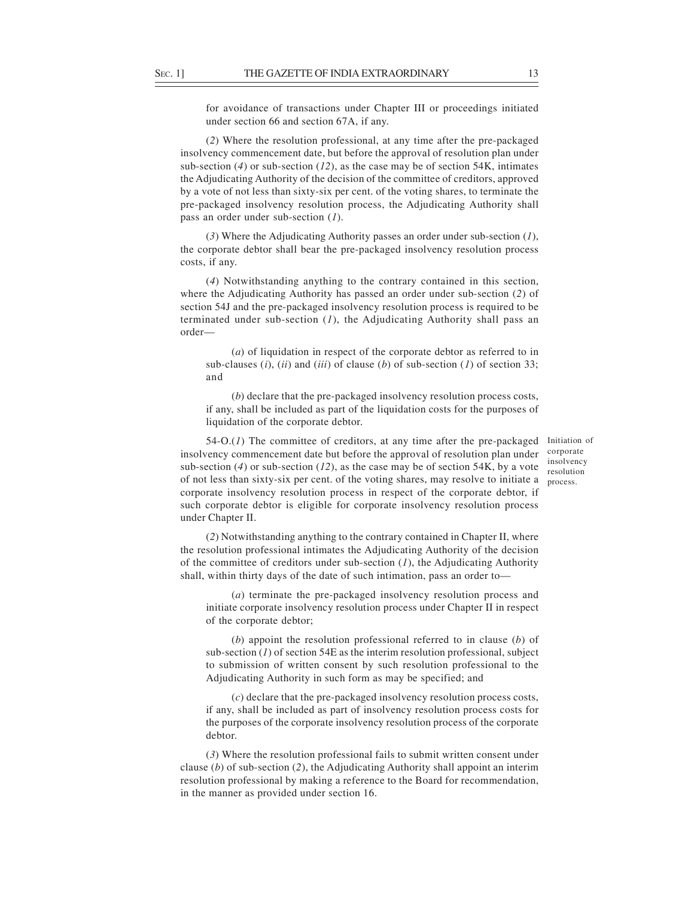for avoidance of transactions under Chapter III or proceedings initiated under section 66 and section 67A, if any.

(*2*) Where the resolution professional, at any time after the pre-packaged insolvency commencement date, but before the approval of resolution plan under sub-section (*4*) or sub-section (*12*), as the case may be of section 54K, intimates the Adjudicating Authority of the decision of the committee of creditors, approved by a vote of not less than sixty-six per cent. of the voting shares, to terminate the pre-packaged insolvency resolution process, the Adjudicating Authority shall pass an order under sub-section (*1*).

(*3*) Where the Adjudicating Authority passes an order under sub-section (*1*), the corporate debtor shall bear the pre-packaged insolvency resolution process costs, if any.

(*4*) Notwithstanding anything to the contrary contained in this section, where the Adjudicating Authority has passed an order under sub-section (*2*) of section 54J and the pre-packaged insolvency resolution process is required to be terminated under sub-section (*1*), the Adjudicating Authority shall pass an order—

(*a*) of liquidation in respect of the corporate debtor as referred to in sub-clauses (*i*), (*ii*) and (*iii*) of clause (*b*) of sub-section (*1*) of section 33; and

(*b*) declare that the pre-packaged insolvency resolution process costs, if any, shall be included as part of the liquidation costs for the purposes of liquidation of the corporate debtor.

Initiation of corporate insolvency resolution process.

54-O.(*1*) The committee of creditors, at any time after the pre-packaged insolvency commencement date but before the approval of resolution plan under sub-section (*4*) or sub-section (*12*), as the case may be of section 54K, by a vote of not less than sixty-six per cent. of the voting shares, may resolve to initiate a corporate insolvency resolution process in respect of the corporate debtor, if such corporate debtor is eligible for corporate insolvency resolution process under Chapter II.

(*2*) Notwithstanding anything to the contrary contained in Chapter II, where the resolution professional intimates the Adjudicating Authority of the decision of the committee of creditors under sub-section (*1*), the Adjudicating Authority shall, within thirty days of the date of such intimation, pass an order to—

(*a*) terminate the pre-packaged insolvency resolution process and initiate corporate insolvency resolution process under Chapter II in respect of the corporate debtor;

(*b*) appoint the resolution professional referred to in clause (*b*) of sub-section (*1*) of section 54E as the interim resolution professional, subject to submission of written consent by such resolution professional to the Adjudicating Authority in such form as may be specified; and

(*c*) declare that the pre-packaged insolvency resolution process costs, if any, shall be included as part of insolvency resolution process costs for the purposes of the corporate insolvency resolution process of the corporate debtor.

(*3*) Where the resolution professional fails to submit written consent under clause (*b*) of sub-section (*2*), the Adjudicating Authority shall appoint an interim resolution professional by making a reference to the Board for recommendation, in the manner as provided under section 16.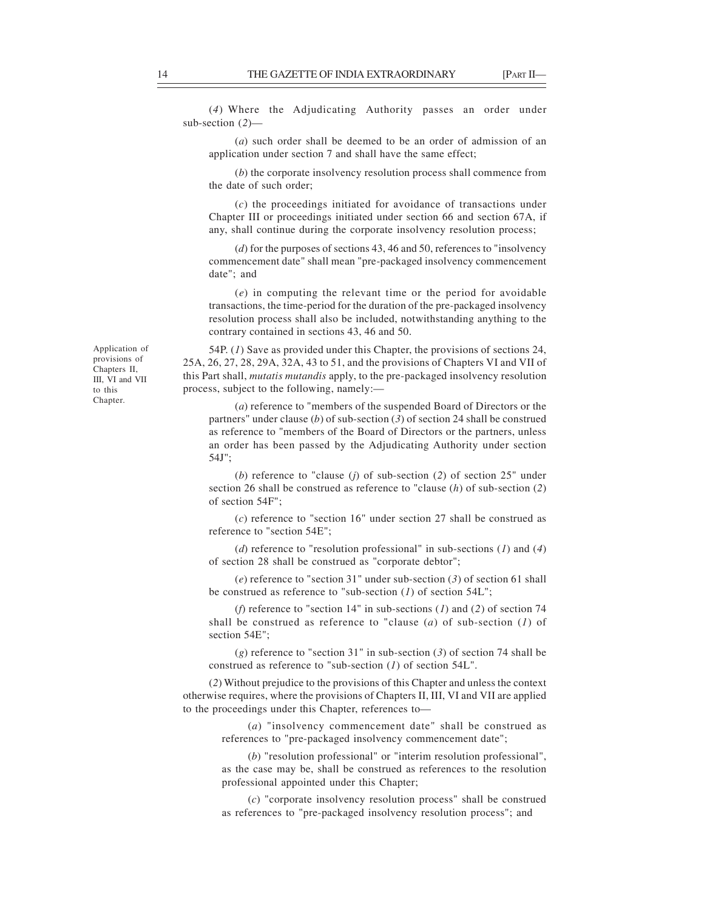(*4*) Where the Adjudicating Authority passes an order under sub-section (*2*)—

(*a*) such order shall be deemed to be an order of admission of an application under section 7 and shall have the same effect;

(*b*) the corporate insolvency resolution process shall commence from the date of such order;

(*c*) the proceedings initiated for avoidance of transactions under Chapter III or proceedings initiated under section 66 and section 67A, if any, shall continue during the corporate insolvency resolution process;

(*d*) for the purposes of sections 43, 46 and 50, references to "insolvency commencement date" shall mean "pre-packaged insolvency commencement date"; and

(*e*) in computing the relevant time or the period for avoidable transactions, the time-period for the duration of the pre-packaged insolvency resolution process shall also be included, notwithstanding anything to the contrary contained in sections 43, 46 and 50.

Application of provisions of Chapters II, III, VI and VII to this Chapter.

54P. (*1*) Save as provided under this Chapter, the provisions of sections 24, 25A, 26, 27, 28, 29A, 32A, 43 to 51, and the provisions of Chapters VI and VII of this Part shall, *mutatis mutandis* apply, to the pre-packaged insolvency resolution process, subject to the following, namely:—

(*a*) reference to "members of the suspended Board of Directors or the partners" under clause (*b*) of sub-section (*3*) of section 24 shall be construed as reference to "members of the Board of Directors or the partners, unless an order has been passed by the Adjudicating Authority under section 54J";

(*b*) reference to "clause (*j*) of sub-section (*2*) of section 25" under section 26 shall be construed as reference to "clause (*h*) of sub-section (*2*) of section 54F";

(*c*) reference to "section 16" under section 27 shall be construed as reference to "section 54E";

(*d*) reference to "resolution professional" in sub-sections (*1*) and (*4*) of section 28 shall be construed as "corporate debtor";

(*e*) reference to "section 31" under sub-section (*3*) of section 61 shall be construed as reference to "sub-section (*1*) of section 54L";

(*f*) reference to "section 14" in sub-sections (*1*) and (*2*) of section 74 shall be construed as reference to "clause (*a*) of sub-section (*1*) of section 54E";

(*g*) reference to "section 31" in sub-section (*3*) of section 74 shall be construed as reference to "sub-section (*1*) of section 54L".

(*2*) Without prejudice to the provisions of this Chapter and unless the context otherwise requires, where the provisions of Chapters II, III, VI and VII are applied to the proceedings under this Chapter, references to—

(*a*) "insolvency commencement date" shall be construed as references to "pre-packaged insolvency commencement date";

(*b*) "resolution professional" or "interim resolution professional", as the case may be, shall be construed as references to the resolution professional appointed under this Chapter;

(*c*) "corporate insolvency resolution process" shall be construed as references to "pre-packaged insolvency resolution process"; and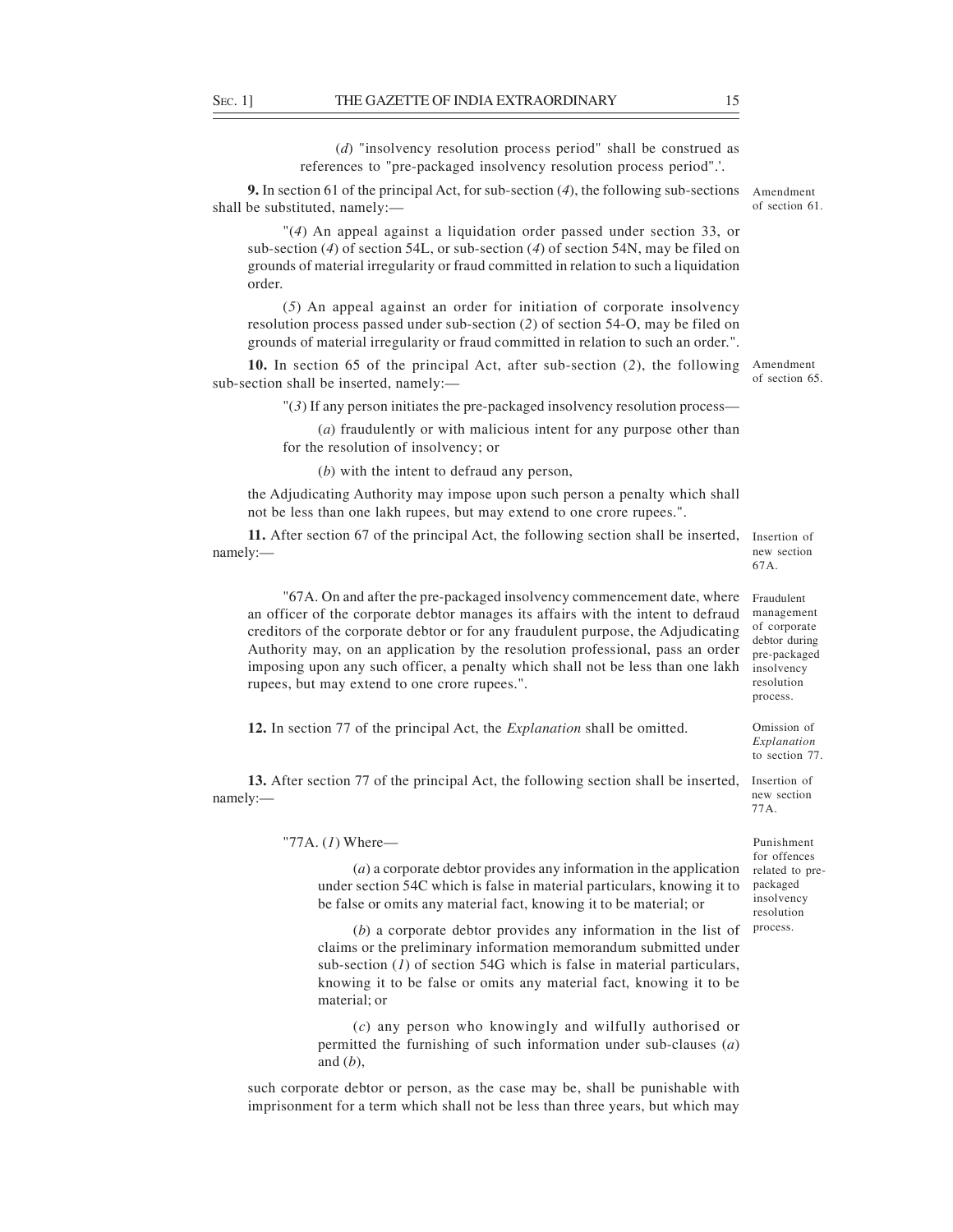(*d*) "insolvency resolution process period" shall be construed as references to "pre-packaged insolvency resolution process period".'.

Amendment of section 61.

**9.** In section 61 of the principal Act, for sub-section (*4*), the following sub-sections shall be substituted, namely:—

"(*4*) An appeal against a liquidation order passed under section 33, or sub-section (*4*) of section 54L, or sub-section (*4*) of section 54N, may be filed on grounds of material irregularity or fraud committed in relation to such a liquidation order.

(*5*) An appeal against an order for initiation of corporate insolvency resolution process passed under sub-section (*2*) of section 54-O, may be filed on grounds of material irregularity or fraud committed in relation to such an order.".

Amendment of section 65.

**10.** In section 65 of the principal Act, after sub-section (*2*), the following sub-section shall be inserted, namely:—

"(*3*) If any person initiates the pre-packaged insolvency resolution process—

(*a*) fraudulently or with malicious intent for any purpose other than for the resolution of insolvency; or

(*b*) with the intent to defraud any person,

the Adjudicating Authority may impose upon such person a penalty which shall not be less than one lakh rupees, but may extend to one crore rupees.".

Insertion of new section 67A.

**11.** After section 67 of the principal Act, the following section shall be inserted, namely:—

Fraudulent management of corporate debtor during pre-packaged insolvency resolution process.

"67A. On and after the pre-packaged insolvency commencement date, where an officer of the corporate debtor manages its affairs with the intent to defraud creditors of the corporate debtor or for any fraudulent purpose, the Adjudicating Authority may, on an application by the resolution professional, pass an order imposing upon any such officer, a penalty which shall not be less than one lakh rupees, but may extend to one crore rupees.".

Omission of *Explanation* to section 77.

**12.** In section 77 of the principal Act, the *Explanation* shall be omitted.

Insertion of new section 77A.

**13.** After section 77 of the principal Act, the following section shall be inserted, namely:—

Punishment for offences related to pre-packaged insolvency resolution process.

"77A. (*1*) Where—

(*a*) a corporate debtor provides any information in the application under section 54C which is false in material particulars, knowing it to be false or omits any material fact, knowing it to be material; or

(*b*) a corporate debtor provides any information in the list of claims or the preliminary information memorandum submitted under sub-section (*1*) of section 54G which is false in material particulars, knowing it to be false or omits any material fact, knowing it to be material; or

(*c*) any person who knowingly and wilfully authorised or permitted the furnishing of such information under sub-clauses (*a*) and (*b*),

such corporate debtor or person, as the case may be, shall be punishable with imprisonment for a term which shall not be less than three years, but which may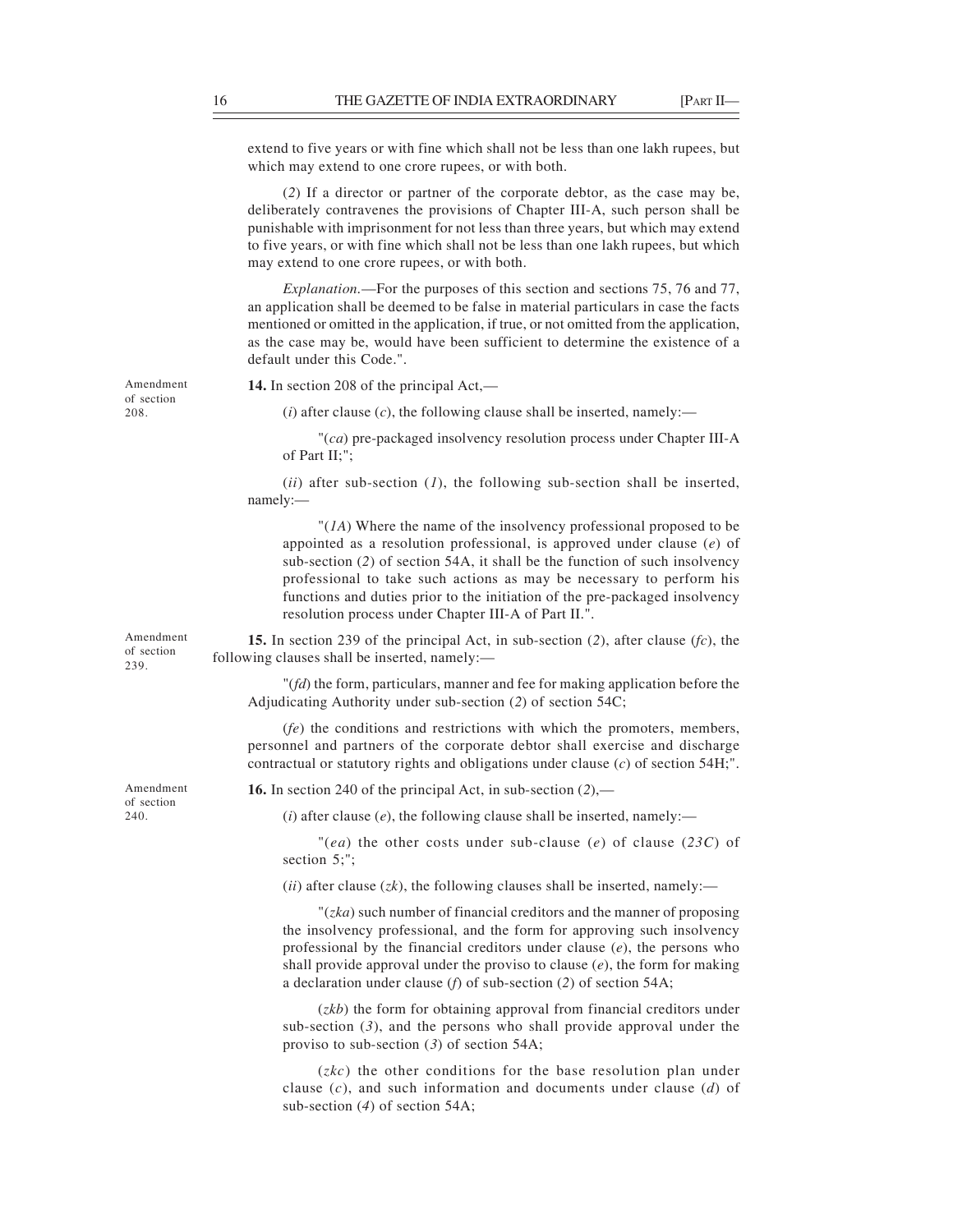extend to five years or with fine which shall not be less than one lakh rupees, but which may extend to one crore rupees, or with both.

(*2*) If a director or partner of the corporate debtor, as the case may be, deliberately contravenes the provisions of Chapter III-A, such person shall be punishable with imprisonment for not less than three years, but which may extend to five years, or with fine which shall not be less than one lakh rupees, but which may extend to one crore rupees, or with both.

*Explanation*.—For the purposes of this section and sections 75, 76 and 77, an application shall be deemed to be false in material particulars in case the facts mentioned or omitted in the application, if true, or not omitted from the application, as the case may be, would have been sufficient to determine the existence of a default under this Code.".

Amendment of section 208.

**14.** In section 208 of the principal Act,—

(*i*) after clause (*c*), the following clause shall be inserted, namely:—

"(*ca*) pre-packaged insolvency resolution process under Chapter III-A of Part II;";

(*ii*) after sub-section (*1*), the following sub-section shall be inserted, namely:—

"(*1A*) Where the name of the insolvency professional proposed to be appointed as a resolution professional, is approved under clause (*e*) of sub-section (*2*) of section 54A, it shall be the function of such insolvency professional to take such actions as may be necessary to perform his functions and duties prior to the initiation of the pre-packaged insolvency resolution process under Chapter III-A of Part II.".

Amendment of section 239.

**15.** In section 239 of the principal Act, in sub-section (*2*), after clause (*fc*), the following clauses shall be inserted, namely:—

"(*fd*) the form, particulars, manner and fee for making application before the Adjudicating Authority under sub-section (*2*) of section 54C;

(*fe*) the conditions and restrictions with which the promoters, members, personnel and partners of the corporate debtor shall exercise and discharge contractual or statutory rights and obligations under clause (*c*) of section 54H;".

Amendment of section 240.

**16.** In section 240 of the principal Act, in sub-section (*2*),—

(*i*) after clause (*e*), the following clause shall be inserted, namely:—

"(*ea*) the other costs under sub-clause (*e*) of clause (*23C*) of section 5;";

(*ii*) after clause (*zk*), the following clauses shall be inserted, namely:—

"(*zka*) such number of financial creditors and the manner of proposing the insolvency professional, and the form for approving such insolvency professional by the financial creditors under clause (*e*), the persons who shall provide approval under the proviso to clause (*e*), the form for making a declaration under clause (*f*) of sub-section (*2*) of section 54A;

(*zkb*) the form for obtaining approval from financial creditors under sub-section (*3*), and the persons who shall provide approval under the proviso to sub-section (*3*) of section 54A;

(*zkc*) the other conditions for the base resolution plan under clause (*c*), and such information and documents under clause (*d*) of sub-section (*4*) of section 54A;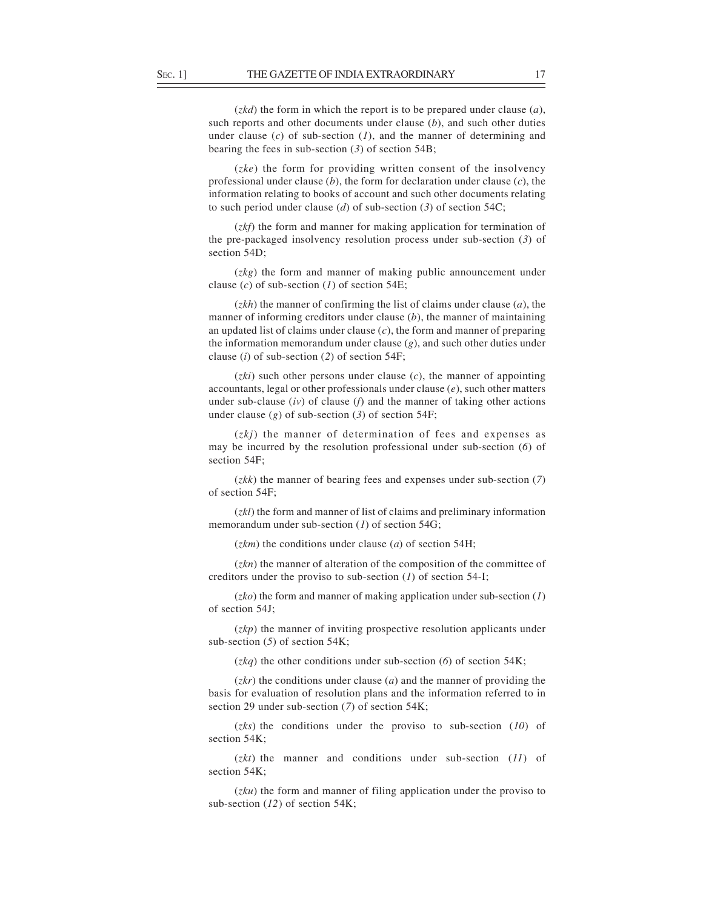(*zkd*) the form in which the report is to be prepared under clause (*a*), such reports and other documents under clause (*b*), and such other duties under clause (*c*) of sub-section (*1*), and the manner of determining and bearing the fees in sub-section (*3*) of section 54B;

(*zke*) the form for providing written consent of the insolvency professional under clause (*b*), the form for declaration under clause (*c*), the information relating to books of account and such other documents relating to such period under clause (*d*) of sub-section (*3*) of section 54C;

(*zkf*) the form and manner for making application for termination of the pre-packaged insolvency resolution process under sub-section (*3*) of section 54D;

(*zkg*) the form and manner of making public announcement under clause (*c*) of sub-section (*1*) of section 54E;

(*zkh*) the manner of confirming the list of claims under clause (*a*), the manner of informing creditors under clause (*b*), the manner of maintaining an updated list of claims under clause (*c*), the form and manner of preparing the information memorandum under clause (*g*), and such other duties under clause (*i*) of sub-section (*2*) of section 54F;

(*zki*) such other persons under clause (*c*), the manner of appointing accountants, legal or other professionals under clause (*e*), such other matters under sub-clause (*iv*) of clause (*f*) and the manner of taking other actions under clause (*g*) of sub-section (*3*) of section 54F;

(*zkj*) the manner of determination of fees and expenses as may be incurred by the resolution professional under sub-section (*6*) of section 54F;

(*zkk*) the manner of bearing fees and expenses under sub-section (*7*) of section 54F;

(*zkl*) the form and manner of list of claims and preliminary information memorandum under sub-section (*1*) of section 54G;

(*zkm*) the conditions under clause (*a*) of section 54H;

(*zkn*) the manner of alteration of the composition of the committee of creditors under the proviso to sub-section (*1*) of section 54-I;

(*zko*) the form and manner of making application under sub-section (*1*) of section 54J;

(*zkp*) the manner of inviting prospective resolution applicants under sub-section (*5*) of section 54K;

(*zkq*) the other conditions under sub-section (*6*) of section 54K;

(*zkr*) the conditions under clause (*a*) and the manner of providing the basis for evaluation of resolution plans and the information referred to in section 29 under sub-section (*7*) of section 54K;

(*zks*) the conditions under the proviso to sub-section (*10*) of section 54K;

(*zkt*) the manner and conditions under sub-section (*11*) of section 54K;

(*zku*) the form and manner of filing application under the proviso to sub-section (*12*) of section 54K;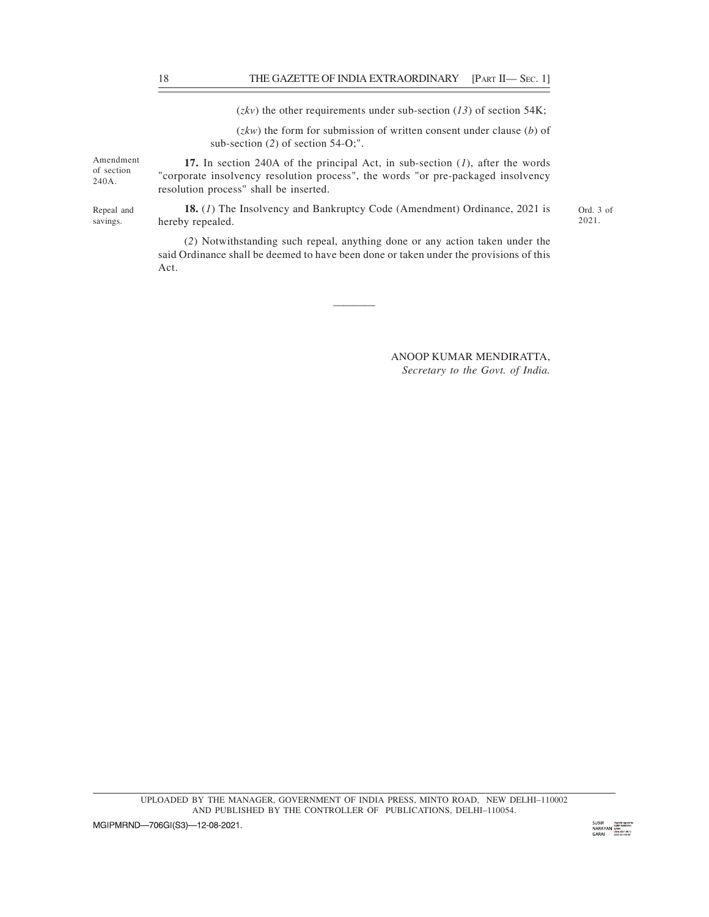(*zkv*) the other requirements under sub-section (*13*) of section 54K;

(*zkw*) the form for submission of written consent under clause (*b*) of sub-section (*2*) of section 54-O;".

Amendment of section 240A.

**17.** In section 240A of the principal Act, in sub-section (*1*), after the words "corporate insolvency resolution process", the words "or pre-packaged insolvency resolution process" shall be inserted.

Repeal and savings.

**18.** (*1*) The Insolvency and Bankruptcy Code (Amendment) Ordinance, 2021 is hereby repealed.

Ord. 3 of 2021.

(*2*) Notwithstanding such repeal, anything done or any action taken under the said Ordinance shall be deemed to have been done or taken under the provisions of this Act.

———

ANOOP KUMAR MENDIRATTA,
*Secretary to the Govt. of India.*

UPLOADED BY THE MANAGER, GOVERNMENT OF INDIA PRESS, MINTO ROAD, NEW DELHI–110002
AND PUBLISHED BY THE CONTROLLER OF PUBLICATIONS, DELHI–110054.

MGIPMRND—706GI(S3)—12-08-2021.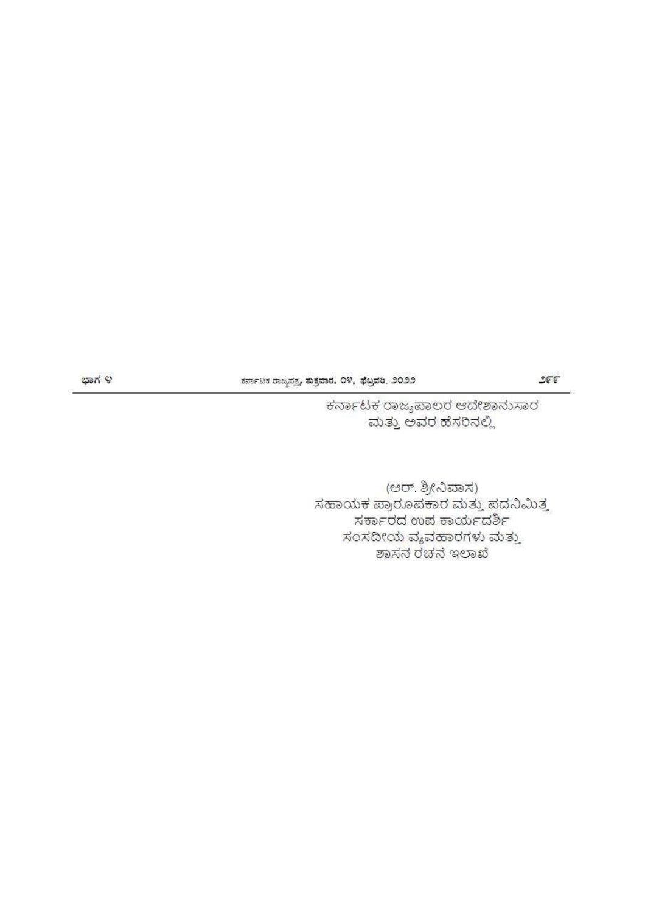ಕರ್ನಾಟಕ ರಾಜ್ಯಪಾಲರ ಆದೇಶಾನುಸಾರ
ಮತ್ತು ಅವರ ಹೆಸರಿನಲ್ಲಿ

(ಆರ್. ಶ್ರೀನಿವಾಸ)
ಸಹಾಯಕ ಪ್ರಾರೂಪಕಾರ ಮತ್ತು ಪದನಿಮಿತ್ತ
ಸರ್ಕಾರದ ಉಪ ಕಾರ್ಯದರ್ಶಿ
ಸಂಸದೀಯ ವ್ಯವಹಾರಗಳು ಮತ್ತು
ಶಾಸನ ರಚನೆ ಇಲಾಖೆ